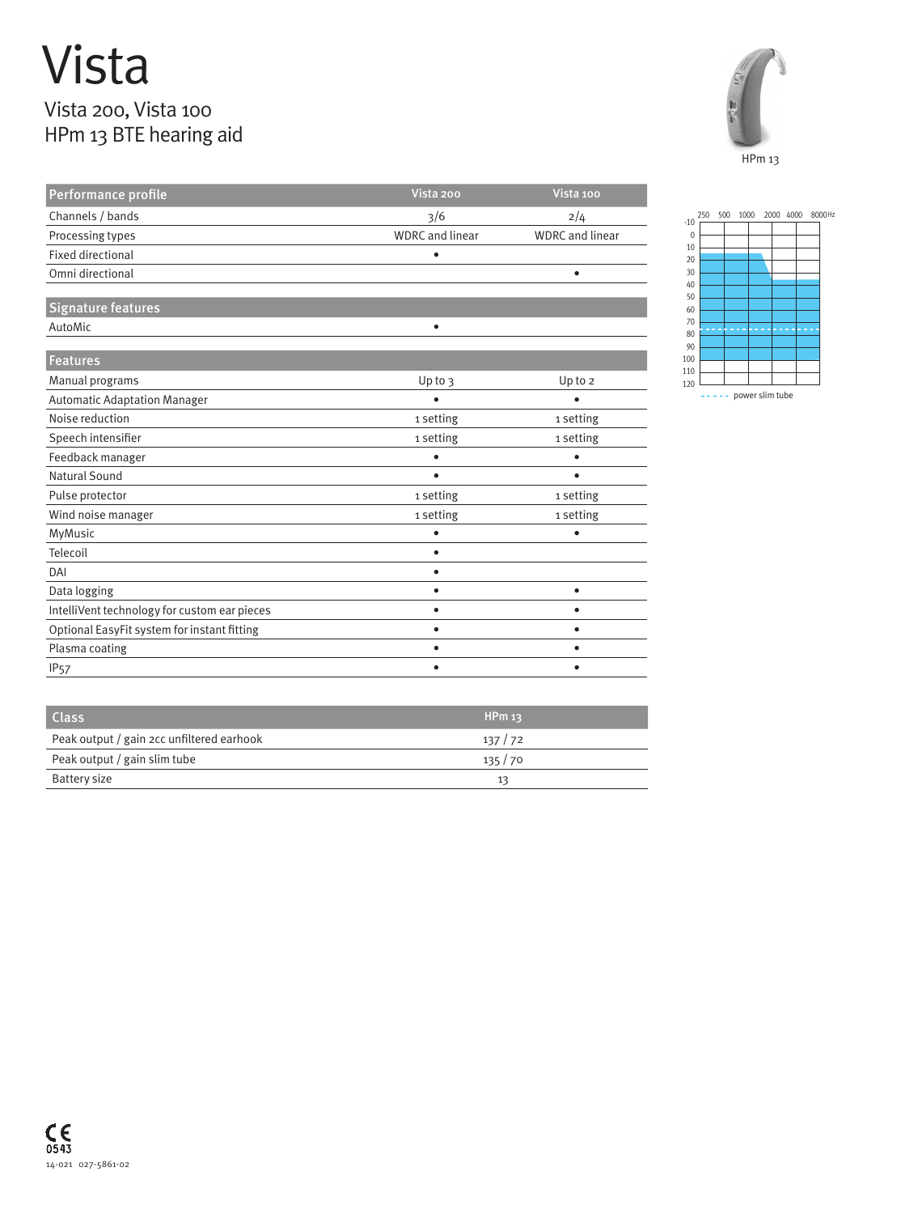# Vista

## Vista 200, Vista 100
## HPm 13 BTE hearing aid

HPm 13

| Performance profile | Vista 200 | Vista 100 |
|---|---|---|
| Channels / bands | 3/6 | 2/4 |
| Processing types | WDRC and linear | WDRC and linear |
| Fixed directional | • | |
| Omni directional | | • |

| Signature features | | |
|---|---|---|
| AutoMic | • | |

| Features | | |
|---|---|---|
| Manual programs | Up to 3 | Up to 2 |
| Automatic Adaptation Manager | • | • |
| Noise reduction | 1 setting | 1 setting |
| Speech intensifier | 1 setting | 1 setting |
| Feedback manager | • | • |
| Natural Sound | • | • |
| Pulse protector | 1 setting | 1 setting |
| Wind noise manager | 1 setting | 1 setting |
| MyMusic | • | • |
| Telecoil | • | |
| DAI | • | |
| Data logging | • | • |
| IntelliVent technology for custom ear pieces | • | • |
| Optional EasyFit system for instant fitting | • | • |
| Plasma coating | • | • |
| IP57 | • | • |

| Class | HPm 13 |
|---|---|
| Peak output / gain 2cc unfiltered earhook | 137 / 72 |
| Peak output / gain slim tube | 135 / 70 |
| Battery size | 13 |

250 500 1000 2000 4000 8000 Hz

-10 0 10 20 30 40 50 60 70 80 90 100 110 120

----- power slim tube

CE 0543

14-021 027-5861-02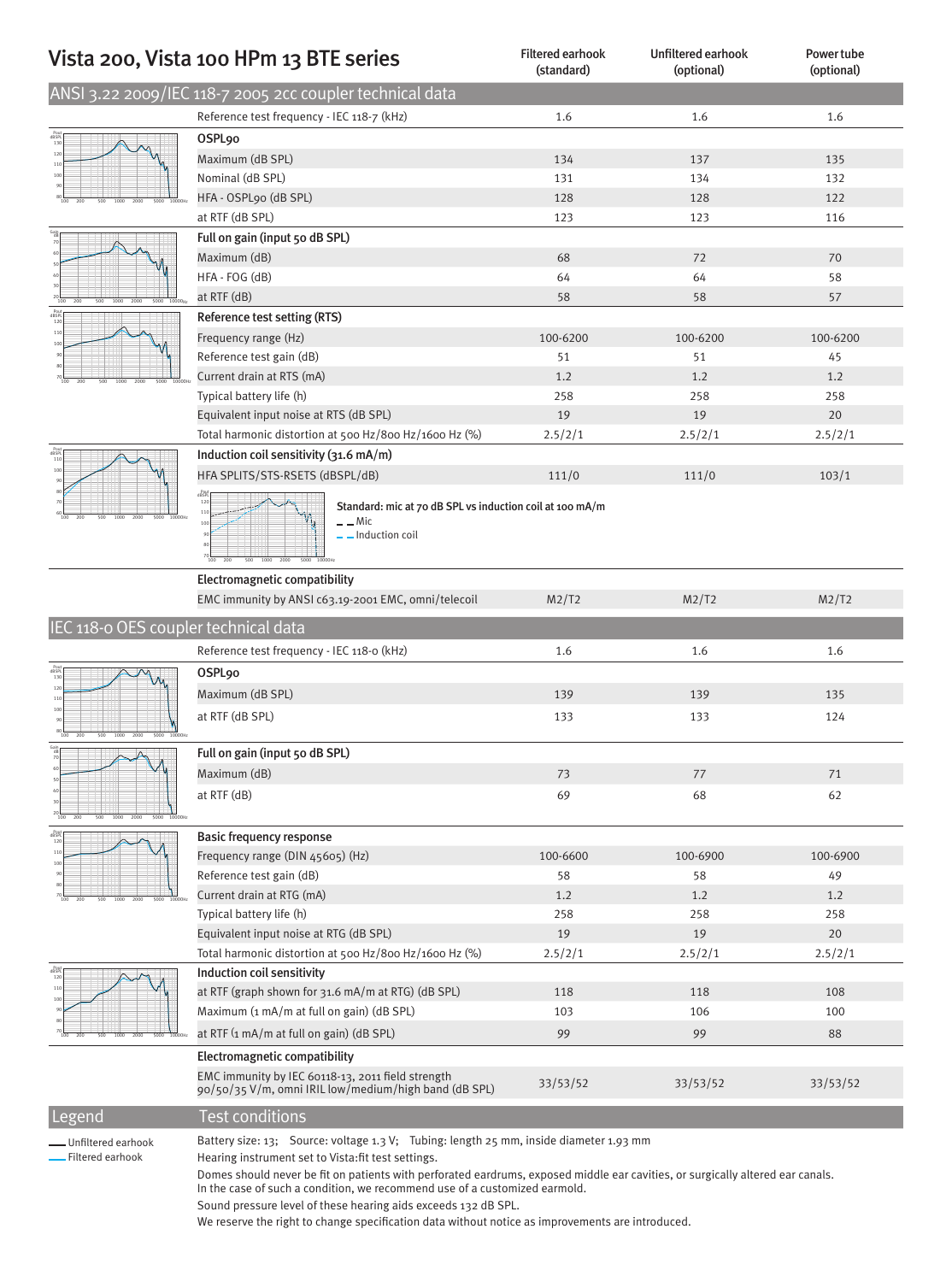# Vista 200, Vista 100 HPm 13 BTE series

## ANSI 3.22 2009/IEC 118-7 2005 2cc coupler technical data

| | Filtered earhook (standard) | Unfiltered earhook (optional) | Power tube (optional) |
|---|---|---|---|
| Reference test frequency - IEC 118-7 (kHz) | 1.6 | 1.6 | 1.6 |
| **OSPL90** | | | |
| Maximum (dB SPL) | 134 | 137 | 135 |
| Nominal (dB SPL) | 131 | 134 | 132 |
| HFA - OSPL90 (dB SPL) | 128 | 128 | 122 |
| at RTF (dB SPL) | 123 | 123 | 116 |
| **Full on gain (input 50 dB SPL)** | | | |
| Maximum (dB) | 68 | 72 | 70 |
| HFA - FOG (dB) | 64 | 64 | 58 |
| at RTF (dB) | 58 | 58 | 57 |
| **Reference test setting (RTS)** | | | |
| Frequency range (Hz) | 100-6200 | 100-6200 | 100-6200 |
| Reference test gain (dB) | 51 | 51 | 45 |
| Current drain at RTS (mA) | 1.2 | 1.2 | 1.2 |
| Typical battery life (h) | 258 | 258 | 258 |
| Equivalent input noise at RTS (dB SPL) | 19 | 19 | 20 |
| Total harmonic distortion at 500 Hz/800 Hz/1600 Hz (%) | 2.5/2/1 | 2.5/2/1 | 2.5/2/1 |
| **Induction coil sensitivity (31.6 mA/m)** | | | |
| HFA SPLITS/STS-RSETS (dBSPL/dB) | 111/0 | 111/0 | 103/1 |
| **Electromagnetic compatibility** | | | |
| EMC immunity by ANSI c63.19-2001 EMC, omni/telecoil | M2/T2 | M2/T2 | M2/T2 |

Standard: mic at 70 dB SPL vs induction coil at 100 mA/m

Mic

Induction coil

## IEC 118-0 OES coupler technical data

| | Filtered earhook (standard) | Unfiltered earhook (optional) | Power tube (optional) |
|---|---|---|---|
| Reference test frequency - IEC 118-0 (kHz) | 1.6 | 1.6 | 1.6 |
| **OSPL90** | | | |
| Maximum (dB SPL) | 139 | 139 | 135 |
| at RTF (dB SPL) | 133 | 133 | 124 |
| **Full on gain (input 50 dB SPL)** | | | |
| Maximum (dB) | 73 | 77 | 71 |
| at RTF (dB) | 69 | 68 | 62 |
| **Basic frequency response** | | | |
| Frequency range (DIN 45605) (Hz) | 100-6600 | 100-6900 | 100-6900 |
| Reference test gain (dB) | 58 | 58 | 49 |
| Current drain at RTG (mA) | 1.2 | 1.2 | 1.2 |
| Typical battery life (h) | 258 | 258 | 258 |
| Equivalent input noise at RTG (dB SPL) | 19 | 19 | 20 |
| Total harmonic distortion at 500 Hz/800 Hz/1600 Hz (%) | 2.5/2/1 | 2.5/2/1 | 2.5/2/1 |
| **Induction coil sensitivity** | | | |
| at RTF (graph shown for 31.6 mA/m at RTG) (dB SPL) | 118 | 118 | 108 |
| Maximum (1 mA/m at full on gain) (dB SPL) | 103 | 106 | 100 |
| at RTF (1 mA/m at full on gain) (dB SPL) | 99 | 99 | 88 |
| **Electromagnetic compatibility** | | | |
| EMC immunity by IEC 60118-13, 2011 field strength 90/50/35 V/m, omni IRIL low/medium/high band (dB SPL) | 33/53/52 | 33/53/52 | 33/53/52 |

## Legend

Unfiltered earhook

Filtered earhook

## Test conditions

Battery size: 13; Source: voltage 1.3 V; Tubing: length 25 mm, inside diameter 1.93 mm

Hearing instrument set to Vista:fit test settings.

Domes should never be fit on patients with perforated eardrums, exposed middle ear cavities, or surgically altered ear canals. In the case of such a condition, we recommend use of a customized earmold.

Sound pressure level of these hearing aids exceeds 132 dB SPL.

We reserve the right to change specification data without notice as improvements are introduced.